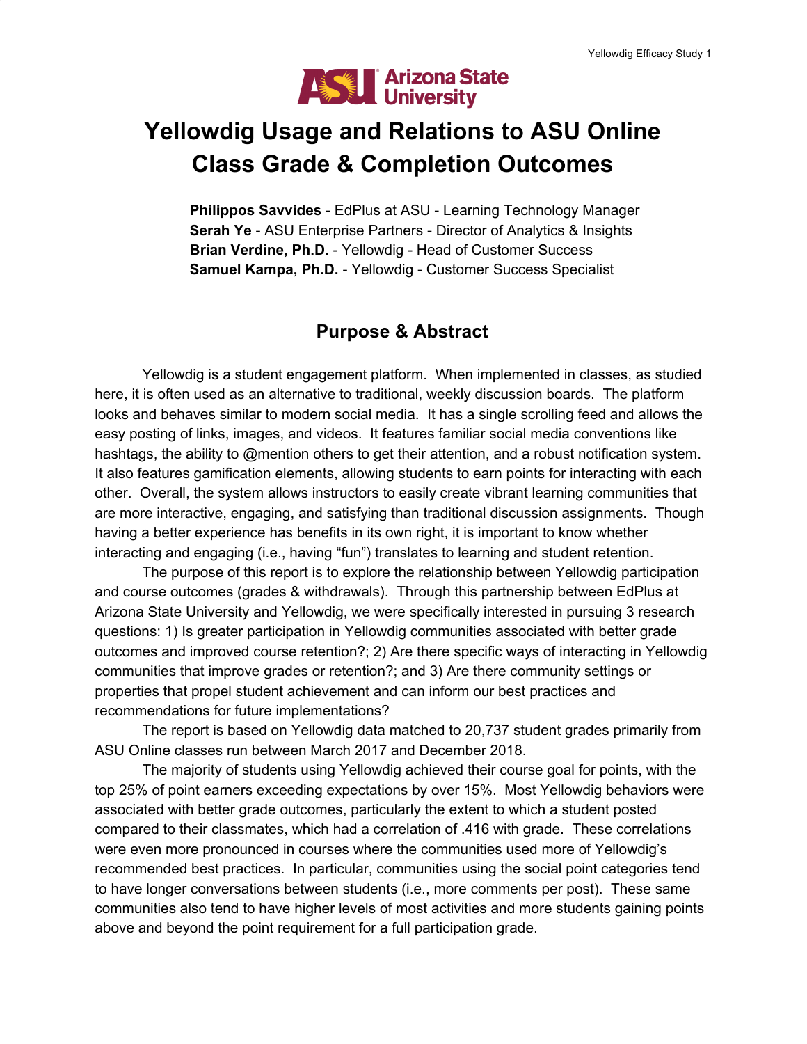# Yellowdig Usage and Relations to ASU Online Class Grade & Completion Outcomes

**Philippos Savvides** - EdPlus at ASU - Learning Technology Manager
**Serah Ye** - ASU Enterprise Partners - Director of Analytics & Insights
**Brian Verdine, Ph.D.** - Yellowdig - Head of Customer Success
**Samuel Kampa, Ph.D.** - Yellowdig - Customer Success Specialist

## Purpose & Abstract

Yellowdig is a student engagement platform. When implemented in classes, as studied here, it is often used as an alternative to traditional, weekly discussion boards. The platform looks and behaves similar to modern social media. It has a single scrolling feed and allows the easy posting of links, images, and videos. It features familiar social media conventions like hashtags, the ability to @mention others to get their attention, and a robust notification system. It also features gamification elements, allowing students to earn points for interacting with each other. Overall, the system allows instructors to easily create vibrant learning communities that are more interactive, engaging, and satisfying than traditional discussion assignments. Though having a better experience has benefits in its own right, it is important to know whether interacting and engaging (i.e., having "fun") translates to learning and student retention.

The purpose of this report is to explore the relationship between Yellowdig participation and course outcomes (grades & withdrawals). Through this partnership between EdPlus at Arizona State University and Yellowdig, we were specifically interested in pursuing 3 research questions: 1) Is greater participation in Yellowdig communities associated with better grade outcomes and improved course retention?; 2) Are there specific ways of interacting in Yellowdig communities that improve grades or retention?; and 3) Are there community settings or properties that propel student achievement and can inform our best practices and recommendations for future implementations?

The report is based on Yellowdig data matched to 20,737 student grades primarily from ASU Online classes run between March 2017 and December 2018.

The majority of students using Yellowdig achieved their course goal for points, with the top 25% of point earners exceeding expectations by over 15%. Most Yellowdig behaviors were associated with better grade outcomes, particularly the extent to which a student posted compared to their classmates, which had a correlation of .416 with grade. These correlations were even more pronounced in courses where the communities used more of Yellowdig's recommended best practices. In particular, communities using the social point categories tend to have longer conversations between students (i.e., more comments per post). These same communities also tend to have higher levels of most activities and more students gaining points above and beyond the point requirement for a full participation grade.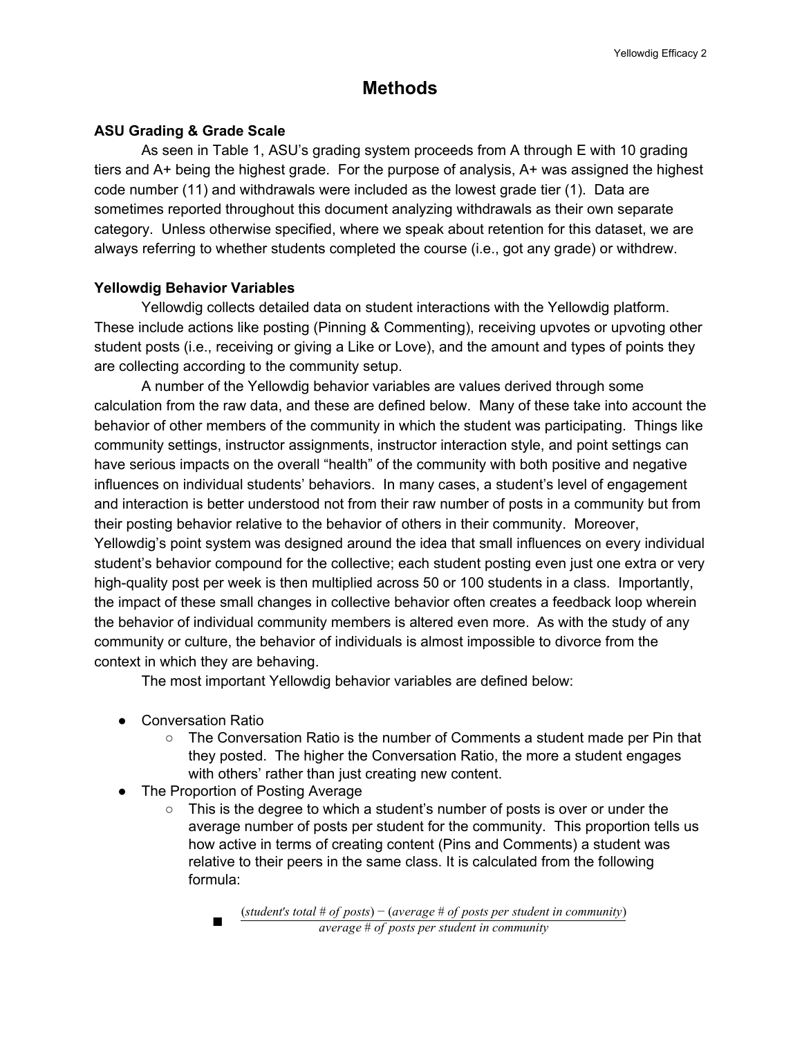# Methods

## ASU Grading & Grade Scale

As seen in Table 1, ASU's grading system proceeds from A through E with 10 grading tiers and A+ being the highest grade. For the purpose of analysis, A+ was assigned the highest code number (11) and withdrawals were included as the lowest grade tier (1). Data are sometimes reported throughout this document analyzing withdrawals as their own separate category. Unless otherwise specified, where we speak about retention for this dataset, we are always referring to whether students completed the course (i.e., got any grade) or withdrew.

## Yellowdig Behavior Variables

Yellowdig collects detailed data on student interactions with the Yellowdig platform. These include actions like posting (Pinning & Commenting), receiving upvotes or upvoting other student posts (i.e., receiving or giving a Like or Love), and the amount and types of points they are collecting according to the community setup.

A number of the Yellowdig behavior variables are values derived through some calculation from the raw data, and these are defined below. Many of these take into account the behavior of other members of the community in which the student was participating. Things like community settings, instructor assignments, instructor interaction style, and point settings can have serious impacts on the overall "health" of the community with both positive and negative influences on individual students' behaviors. In many cases, a student's level of engagement and interaction is better understood not from their raw number of posts in a community but from their posting behavior relative to the behavior of others in their community. Moreover, Yellowdig's point system was designed around the idea that small influences on every individual student's behavior compound for the collective; each student posting even just one extra or very high-quality post per week is then multiplied across 50 or 100 students in a class. Importantly, the impact of these small changes in collective behavior often creates a feedback loop wherein the behavior of individual community members is altered even more. As with the study of any community or culture, the behavior of individuals is almost impossible to divorce from the context in which they are behaving.

The most important Yellowdig behavior variables are defined below:

- Conversation Ratio
  - The Conversation Ratio is the number of Comments a student made per Pin that they posted. The higher the Conversation Ratio, the more a student engages with others' rather than just creating new content.
- The Proportion of Posting Average
  - This is the degree to which a student's number of posts is over or under the average number of posts per student for the community. This proportion tells us how active in terms of creating content (Pins and Comments) a student was relative to their peers in the same class. It is calculated from the following formula:
    - $$\frac{(\textit{student's total \# of posts}) - (\textit{average \# of posts per student in community})}{\textit{average \# of posts per student in community}}$$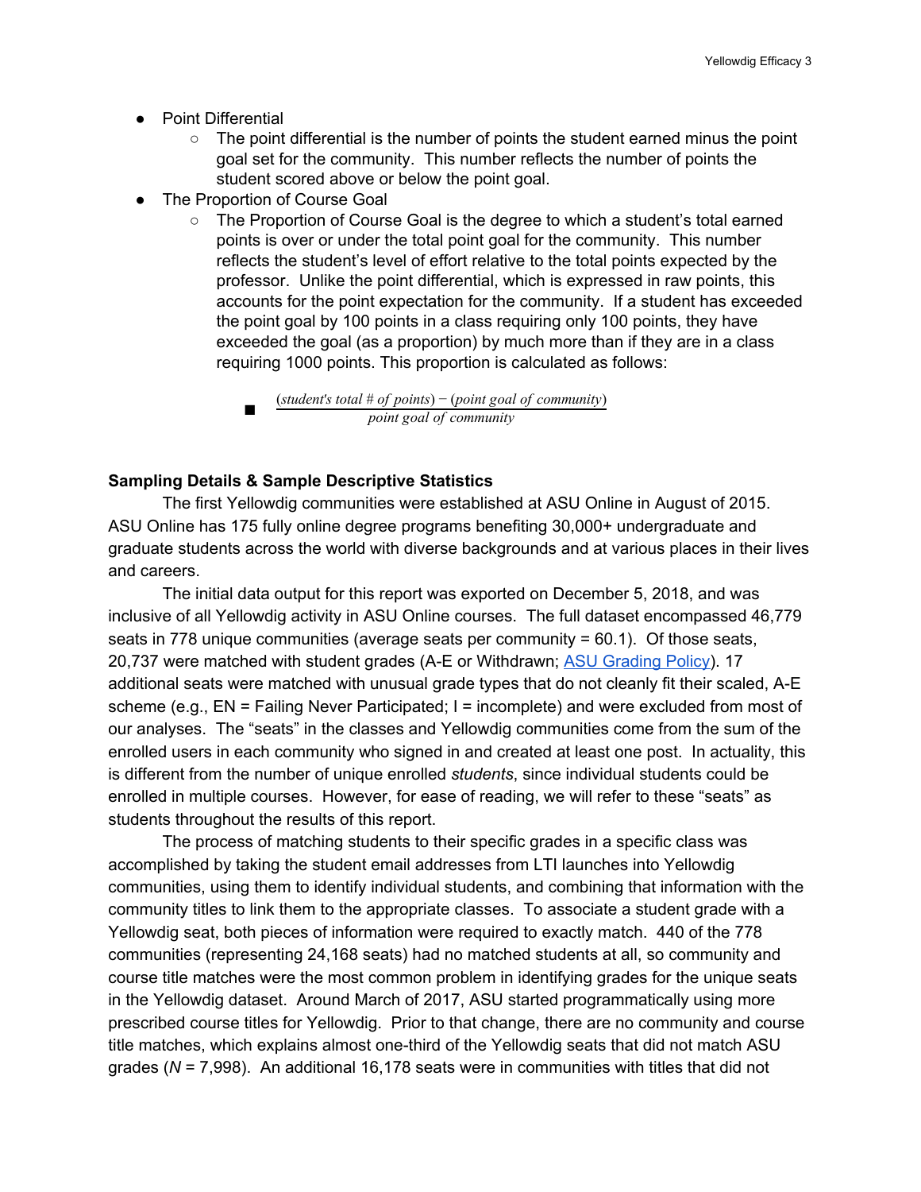- Point Differential
  - The point differential is the number of points the student earned minus the point goal set for the community. This number reflects the number of points the student scored above or below the point goal.
- The Proportion of Course Goal
  - The Proportion of Course Goal is the degree to which a student's total earned points is over or under the total point goal for the community. This number reflects the student's level of effort relative to the total points expected by the professor. Unlike the point differential, which is expressed in raw points, this accounts for the point expectation for the community. If a student has exceeded the point goal by 100 points in a class requiring only 100 points, they have exceeded the goal (as a proportion) by much more than if they are in a class requiring 1000 points. This proportion is calculated as follows:
    - $\frac{(student's\ total\ \#\ of\ points) - (point\ goal\ of\ community)}{point\ goal\ of\ community}$

**Sampling Details & Sample Descriptive Statistics**

The first Yellowdig communities were established at ASU Online in August of 2015. ASU Online has 175 fully online degree programs benefiting 30,000+ undergraduate and graduate students across the world with diverse backgrounds and at various places in their lives and careers.

The initial data output for this report was exported on December 5, 2018, and was inclusive of all Yellowdig activity in ASU Online courses. The full dataset encompassed 46,779 seats in 778 unique communities (average seats per community = 60.1). Of those seats, 20,737 were matched with student grades (A-E or Withdrawn; [ASU Grading Policy](ASU Grading Policy)). 17 additional seats were matched with unusual grade types that do not cleanly fit their scaled, A-E scheme (e.g., EN = Failing Never Participated; I = incomplete) and were excluded from most of our analyses. The "seats" in the classes and Yellowdig communities come from the sum of the enrolled users in each community who signed in and created at least one post. In actuality, this is different from the number of unique enrolled *students*, since individual students could be enrolled in multiple courses. However, for ease of reading, we will refer to these "seats" as students throughout the results of this report.

The process of matching students to their specific grades in a specific class was accomplished by taking the student email addresses from LTI launches into Yellowdig communities, using them to identify individual students, and combining that information with the community titles to link them to the appropriate classes. To associate a student grade with a Yellowdig seat, both pieces of information were required to exactly match. 440 of the 778 communities (representing 24,168 seats) had no matched students at all, so community and course title matches were the most common problem in identifying grades for the unique seats in the Yellowdig dataset. Around March of 2017, ASU started programmatically using more prescribed course titles for Yellowdig. Prior to that change, there are no community and course title matches, which explains almost one-third of the Yellowdig seats that did not match ASU grades ($N$ = 7,998). An additional 16,178 seats were in communities with titles that did not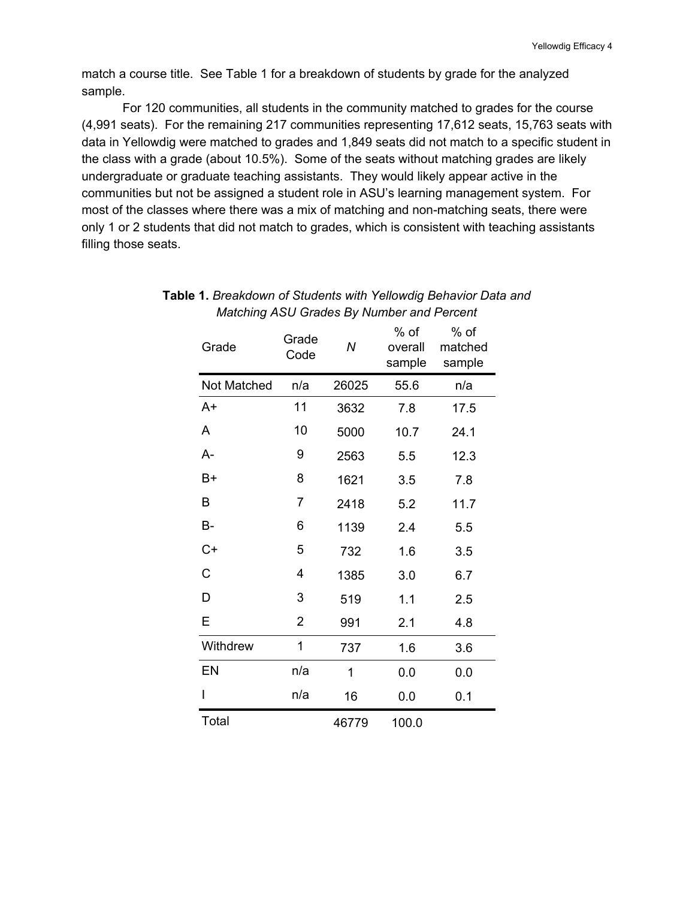match a course title. See Table 1 for a breakdown of students by grade for the analyzed sample.

For 120 communities, all students in the community matched to grades for the course (4,991 seats). For the remaining 217 communities representing 17,612 seats, 15,763 seats with data in Yellowdig were matched to grades and 1,849 seats did not match to a specific student in the class with a grade (about 10.5%). Some of the seats without matching grades are likely undergraduate or graduate teaching assistants. They would likely appear active in the communities but not be assigned a student role in ASU's learning management system. For most of the classes where there was a mix of matching and non-matching seats, there were only 1 or 2 students that did not match to grades, which is consistent with teaching assistants filling those seats.

**Table 1.** *Breakdown of Students with Yellowdig Behavior Data and Matching ASU Grades By Number and Percent*

| Grade | Grade Code | *N* | % of overall sample | % of matched sample |
|---|---|---|---|---|
| Not Matched | n/a | 26025 | 55.6 | n/a |
| A+ | 11 | 3632 | 7.8 | 17.5 |
| A | 10 | 5000 | 10.7 | 24.1 |
| A- | 9 | 2563 | 5.5 | 12.3 |
| B+ | 8 | 1621 | 3.5 | 7.8 |
| B | 7 | 2418 | 5.2 | 11.7 |
| B- | 6 | 1139 | 2.4 | 5.5 |
| C+ | 5 | 732 | 1.6 | 3.5 |
| C | 4 | 1385 | 3.0 | 6.7 |
| D | 3 | 519 | 1.1 | 2.5 |
| E | 2 | 991 | 2.1 | 4.8 |
| Withdrew | 1 | 737 | 1.6 | 3.6 |
| EN | n/a | 1 | 0.0 | 0.0 |
| I | n/a | 16 | 0.0 | 0.1 |
| Total | | 46779 | 100.0 | |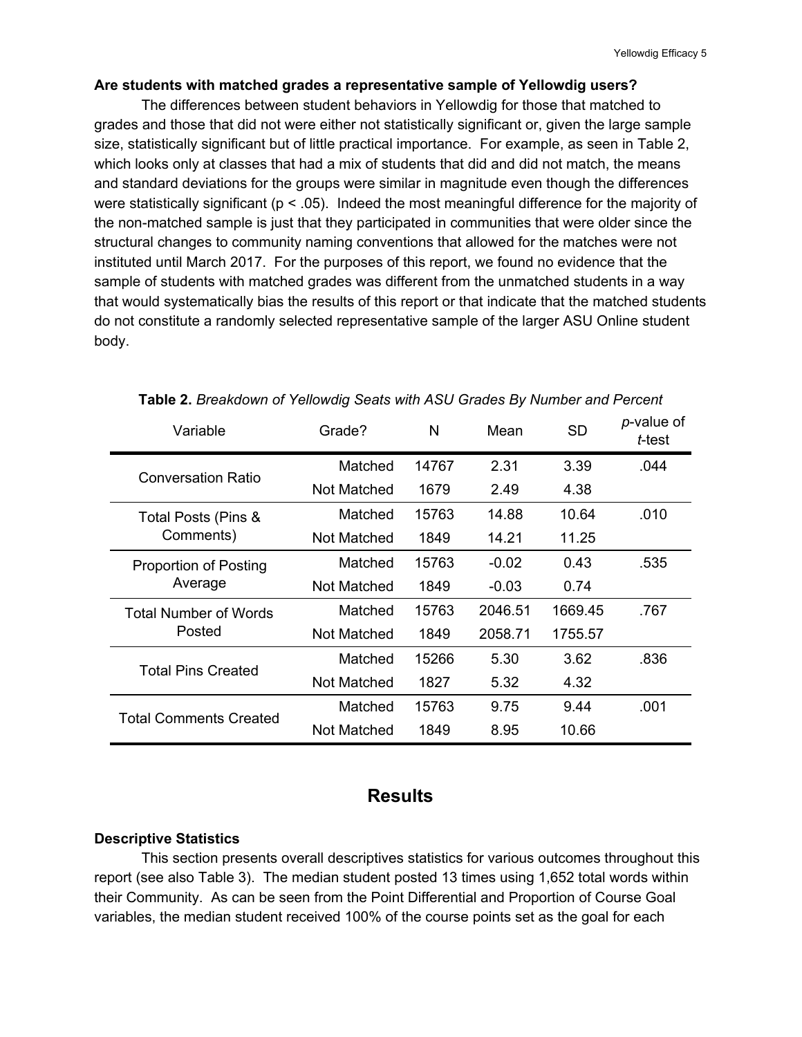**Are students with matched grades a representative sample of Yellowdig users?**

The differences between student behaviors in Yellowdig for those that matched to grades and those that did not were either not statistically significant or, given the large sample size, statistically significant but of little practical importance. For example, as seen in Table 2, which looks only at classes that had a mix of students that did and did not match, the means and standard deviations for the groups were similar in magnitude even though the differences were statistically significant ($p < .05$). Indeed the most meaningful difference for the majority of the non-matched sample is just that they participated in communities that were older since the structural changes to community naming conventions that allowed for the matches were not instituted until March 2017. For the purposes of this report, we found no evidence that the sample of students with matched grades was different from the unmatched students in a way that would systematically bias the results of this report or that indicate that the matched students do not constitute a randomly selected representative sample of the larger ASU Online student body.

**Table 2.** *Breakdown of Yellowdig Seats with ASU Grades By Number and Percent*

| Variable | Grade? | N | Mean | SD | *p*-value of *t*-test |
|---|---|---|---|---|---|
| Conversation Ratio | Matched | 14767 | 2.31 | 3.39 | .044 |
| | Not Matched | 1679 | 2.49 | 4.38 | |
| Total Posts (Pins & Comments) | Matched | 15763 | 14.88 | 10.64 | .010 |
| | Not Matched | 1849 | 14.21 | 11.25 | |
| Proportion of Posting Average | Matched | 15763 | -0.02 | 0.43 | .535 |
| | Not Matched | 1849 | -0.03 | 0.74 | |
| Total Number of Words Posted | Matched | 15763 | 2046.51 | 1669.45 | .767 |
| | Not Matched | 1849 | 2058.71 | 1755.57 | |
| Total Pins Created | Matched | 15266 | 5.30 | 3.62 | .836 |
| | Not Matched | 1827 | 5.32 | 4.32 | |
| Total Comments Created | Matched | 15763 | 9.75 | 9.44 | .001 |
| | Not Matched | 1849 | 8.95 | 10.66 | |

## Results

**Descriptive Statistics**

This section presents overall descriptives statistics for various outcomes throughout this report (see also Table 3). The median student posted 13 times using 1,652 total words within their Community. As can be seen from the Point Differential and Proportion of Course Goal variables, the median student received 100% of the course points set as the goal for each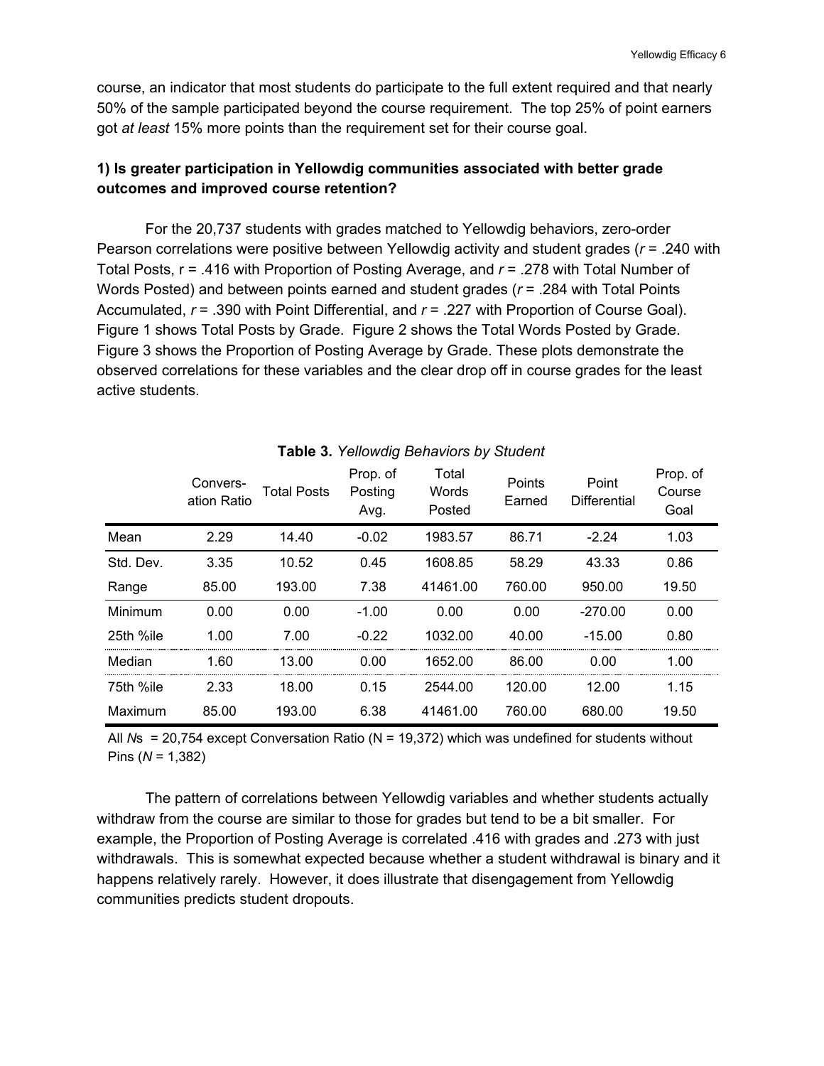course, an indicator that most students do participate to the full extent required and that nearly 50% of the sample participated beyond the course requirement. The top 25% of point earners got *at least* 15% more points than the requirement set for their course goal.

### 1) Is greater participation in Yellowdig communities associated with better grade outcomes and improved course retention?

For the 20,737 students with grades matched to Yellowdig behaviors, zero-order Pearson correlations were positive between Yellowdig activity and student grades ($r$ = .240 with Total Posts, r = .416 with Proportion of Posting Average, and $r$ = .278 with Total Number of Words Posted) and between points earned and student grades ($r$ = .284 with Total Points Accumulated, $r$ = .390 with Point Differential, and $r$ = .227 with Proportion of Course Goal). Figure 1 shows Total Posts by Grade. Figure 2 shows the Total Words Posted by Grade. Figure 3 shows the Proportion of Posting Average by Grade. These plots demonstrate the observed correlations for these variables and the clear drop off in course grades for the least active students.

**Table 3.** *Yellowdig Behaviors by Student*

| | Convers-ation Ratio | Total Posts | Prop. of Posting Avg. | Total Words Posted | Points Earned | Point Differential | Prop. of Course Goal |
|---|---|---|---|---|---|---|---|
| Mean | 2.29 | 14.40 | -0.02 | 1983.57 | 86.71 | -2.24 | 1.03 |
| Std. Dev. | 3.35 | 10.52 | 0.45 | 1608.85 | 58.29 | 43.33 | 0.86 |
| Range | 85.00 | 193.00 | 7.38 | 41461.00 | 760.00 | 950.00 | 19.50 |
| Minimum | 0.00 | 0.00 | -1.00 | 0.00 | 0.00 | -270.00 | 0.00 |
| 25th %ile | 1.00 | 7.00 | -0.22 | 1032.00 | 40.00 | -15.00 | 0.80 |
| Median | 1.60 | 13.00 | 0.00 | 1652.00 | 86.00 | 0.00 | 1.00 |
| 75th %ile | 2.33 | 18.00 | 0.15 | 2544.00 | 120.00 | 12.00 | 1.15 |
| Maximum | 85.00 | 193.00 | 6.38 | 41461.00 | 760.00 | 680.00 | 19.50 |

All $N$s = 20,754 except Conversation Ratio (N = 19,372) which was undefined for students without Pins ($N$ = 1,382)

The pattern of correlations between Yellowdig variables and whether students actually withdraw from the course are similar to those for grades but tend to be a bit smaller. For example, the Proportion of Posting Average is correlated .416 with grades and .273 with just withdrawals. This is somewhat expected because whether a student withdrawal is binary and it happens relatively rarely. However, it does illustrate that disengagement from Yellowdig communities predicts student dropouts.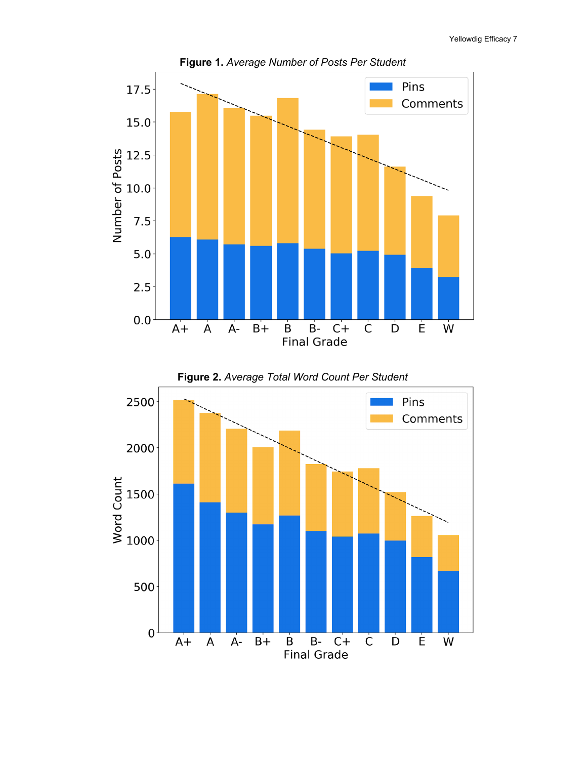**Figure 1.** *Average Number of Posts Per Student*

**Figure 2.** *Average Total Word Count Per Student*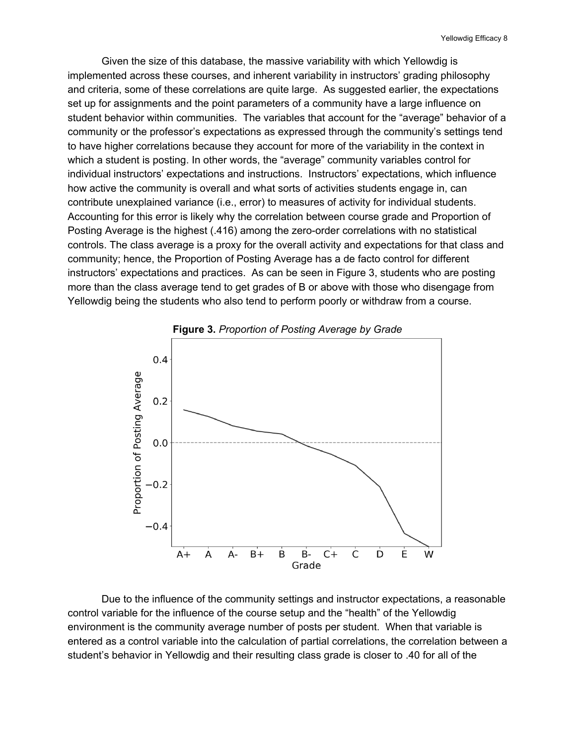Given the size of this database, the massive variability with which Yellowdig is implemented across these courses, and inherent variability in instructors' grading philosophy and criteria, some of these correlations are quite large. As suggested earlier, the expectations set up for assignments and the point parameters of a community have a large influence on student behavior within communities. The variables that account for the "average" behavior of a community or the professor's expectations as expressed through the community's settings tend to have higher correlations because they account for more of the variability in the context in which a student is posting. In other words, the "average" community variables control for individual instructors' expectations and instructions. Instructors' expectations, which influence how active the community is overall and what sorts of activities students engage in, can contribute unexplained variance (i.e., error) to measures of activity for individual students. Accounting for this error is likely why the correlation between course grade and Proportion of Posting Average is the highest (.416) among the zero-order correlations with no statistical controls. The class average is a proxy for the overall activity and expectations for that class and community; hence, the Proportion of Posting Average has a de facto control for different instructors' expectations and practices. As can be seen in Figure 3, students who are posting more than the class average tend to get grades of B or above with those who disengage from Yellowdig being the students who also tend to perform poorly or withdraw from a course.

**Figure 3.** *Proportion of Posting Average by Grade*

Due to the influence of the community settings and instructor expectations, a reasonable control variable for the influence of the course setup and the "health" of the Yellowdig environment is the community average number of posts per student. When that variable is entered as a control variable into the calculation of partial correlations, the correlation between a student's behavior in Yellowdig and their resulting class grade is closer to .40 for all of the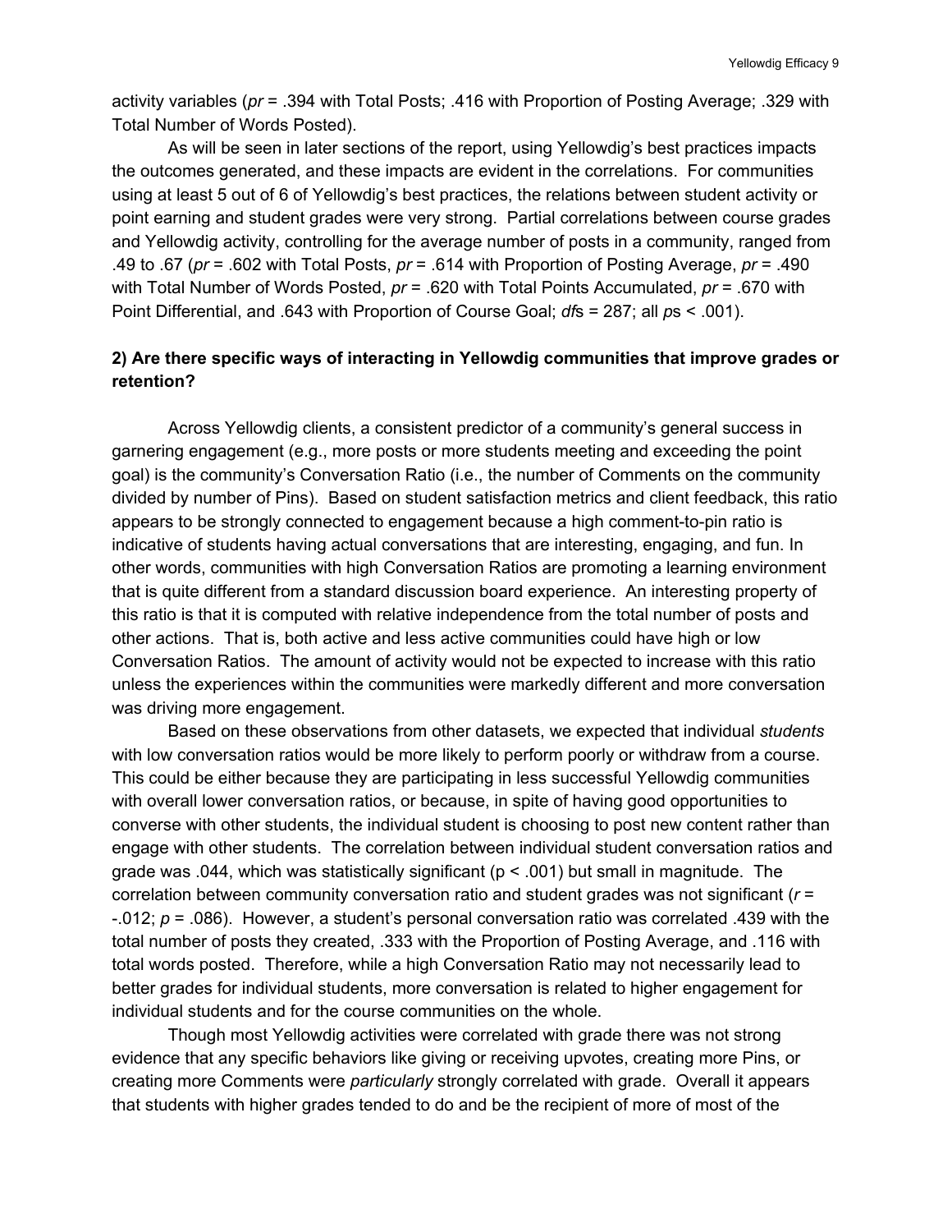activity variables ($pr$ = .394 with Total Posts; .416 with Proportion of Posting Average; .329 with Total Number of Words Posted).

As will be seen in later sections of the report, using Yellowdig's best practices impacts the outcomes generated, and these impacts are evident in the correlations. For communities using at least 5 out of 6 of Yellowdig's best practices, the relations between student activity or point earning and student grades were very strong. Partial correlations between course grades and Yellowdig activity, controlling for the average number of posts in a community, ranged from .49 to .67 ($pr$ = .602 with Total Posts, $pr$ = .614 with Proportion of Posting Average, $pr$ = .490 with Total Number of Words Posted, $pr$ = .620 with Total Points Accumulated, $pr$ = .670 with Point Differential, and .643 with Proportion of Course Goal; $df$s = 287; all $p$s < .001).

**2) Are there specific ways of interacting in Yellowdig communities that improve grades or retention?**

Across Yellowdig clients, a consistent predictor of a community's general success in garnering engagement (e.g., more posts or more students meeting and exceeding the point goal) is the community's Conversation Ratio (i.e., the number of Comments on the community divided by number of Pins). Based on student satisfaction metrics and client feedback, this ratio appears to be strongly connected to engagement because a high comment-to-pin ratio is indicative of students having actual conversations that are interesting, engaging, and fun. In other words, communities with high Conversation Ratios are promoting a learning environment that is quite different from a standard discussion board experience. An interesting property of this ratio is that it is computed with relative independence from the total number of posts and other actions. That is, both active and less active communities could have high or low Conversation Ratios. The amount of activity would not be expected to increase with this ratio unless the experiences within the communities were markedly different and more conversation was driving more engagement.

Based on these observations from other datasets, we expected that individual *students* with low conversation ratios would be more likely to perform poorly or withdraw from a course. This could be either because they are participating in less successful Yellowdig communities with overall lower conversation ratios, or because, in spite of having good opportunities to converse with other students, the individual student is choosing to post new content rather than engage with other students. The correlation between individual student conversation ratios and grade was .044, which was statistically significant ($p$ < .001) but small in magnitude. The correlation between community conversation ratio and student grades was not significant ($r$ = -.012; $p$ = .086). However, a student's personal conversation ratio was correlated .439 with the total number of posts they created, .333 with the Proportion of Posting Average, and .116 with total words posted. Therefore, while a high Conversation Ratio may not necessarily lead to better grades for individual students, more conversation is related to higher engagement for individual students and for the course communities on the whole.

Though most Yellowdig activities were correlated with grade there was not strong evidence that any specific behaviors like giving or receiving upvotes, creating more Pins, or creating more Comments were *particularly* strongly correlated with grade. Overall it appears that students with higher grades tended to do and be the recipient of more of most of the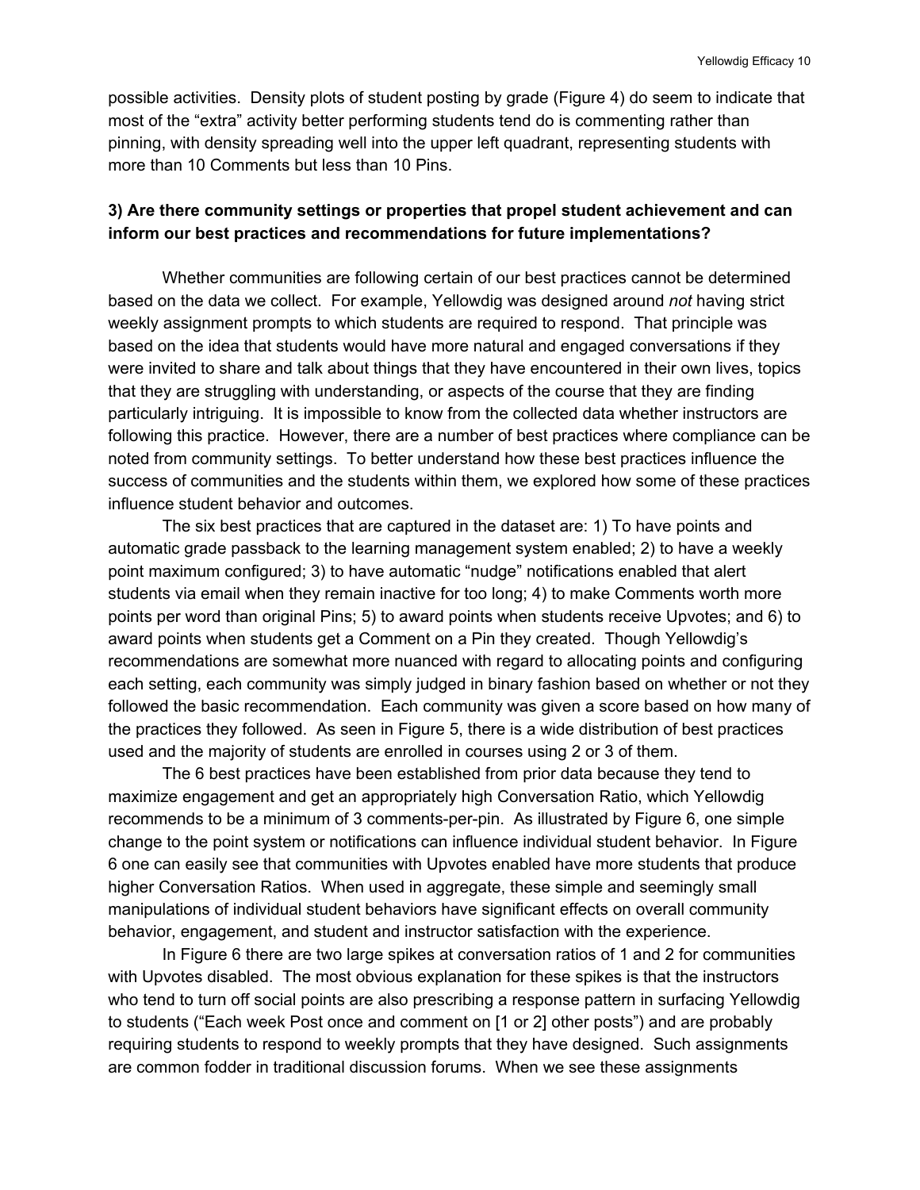possible activities. Density plots of student posting by grade (Figure 4) do seem to indicate that most of the "extra" activity better performing students tend do is commenting rather than pinning, with density spreading well into the upper left quadrant, representing students with more than 10 Comments but less than 10 Pins.

### 3) Are there community settings or properties that propel student achievement and can inform our best practices and recommendations for future implementations?

Whether communities are following certain of our best practices cannot be determined based on the data we collect. For example, Yellowdig was designed around *not* having strict weekly assignment prompts to which students are required to respond. That principle was based on the idea that students would have more natural and engaged conversations if they were invited to share and talk about things that they have encountered in their own lives, topics that they are struggling with understanding, or aspects of the course that they are finding particularly intriguing. It is impossible to know from the collected data whether instructors are following this practice. However, there are a number of best practices where compliance can be noted from community settings. To better understand how these best practices influence the success of communities and the students within them, we explored how some of these practices influence student behavior and outcomes.

The six best practices that are captured in the dataset are: 1) To have points and automatic grade passback to the learning management system enabled; 2) to have a weekly point maximum configured; 3) to have automatic "nudge" notifications enabled that alert students via email when they remain inactive for too long; 4) to make Comments worth more points per word than original Pins; 5) to award points when students receive Upvotes; and 6) to award points when students get a Comment on a Pin they created. Though Yellowdig's recommendations are somewhat more nuanced with regard to allocating points and configuring each setting, each community was simply judged in binary fashion based on whether or not they followed the basic recommendation. Each community was given a score based on how many of the practices they followed. As seen in Figure 5, there is a wide distribution of best practices used and the majority of students are enrolled in courses using 2 or 3 of them.

The 6 best practices have been established from prior data because they tend to maximize engagement and get an appropriately high Conversation Ratio, which Yellowdig recommends to be a minimum of 3 comments-per-pin. As illustrated by Figure 6, one simple change to the point system or notifications can influence individual student behavior. In Figure 6 one can easily see that communities with Upvotes enabled have more students that produce higher Conversation Ratios. When used in aggregate, these simple and seemingly small manipulations of individual student behaviors have significant effects on overall community behavior, engagement, and student and instructor satisfaction with the experience.

In Figure 6 there are two large spikes at conversation ratios of 1 and 2 for communities with Upvotes disabled. The most obvious explanation for these spikes is that the instructors who tend to turn off social points are also prescribing a response pattern in surfacing Yellowdig to students ("Each week Post once and comment on [1 or 2] other posts") and are probably requiring students to respond to weekly prompts that they have designed. Such assignments are common fodder in traditional discussion forums. When we see these assignments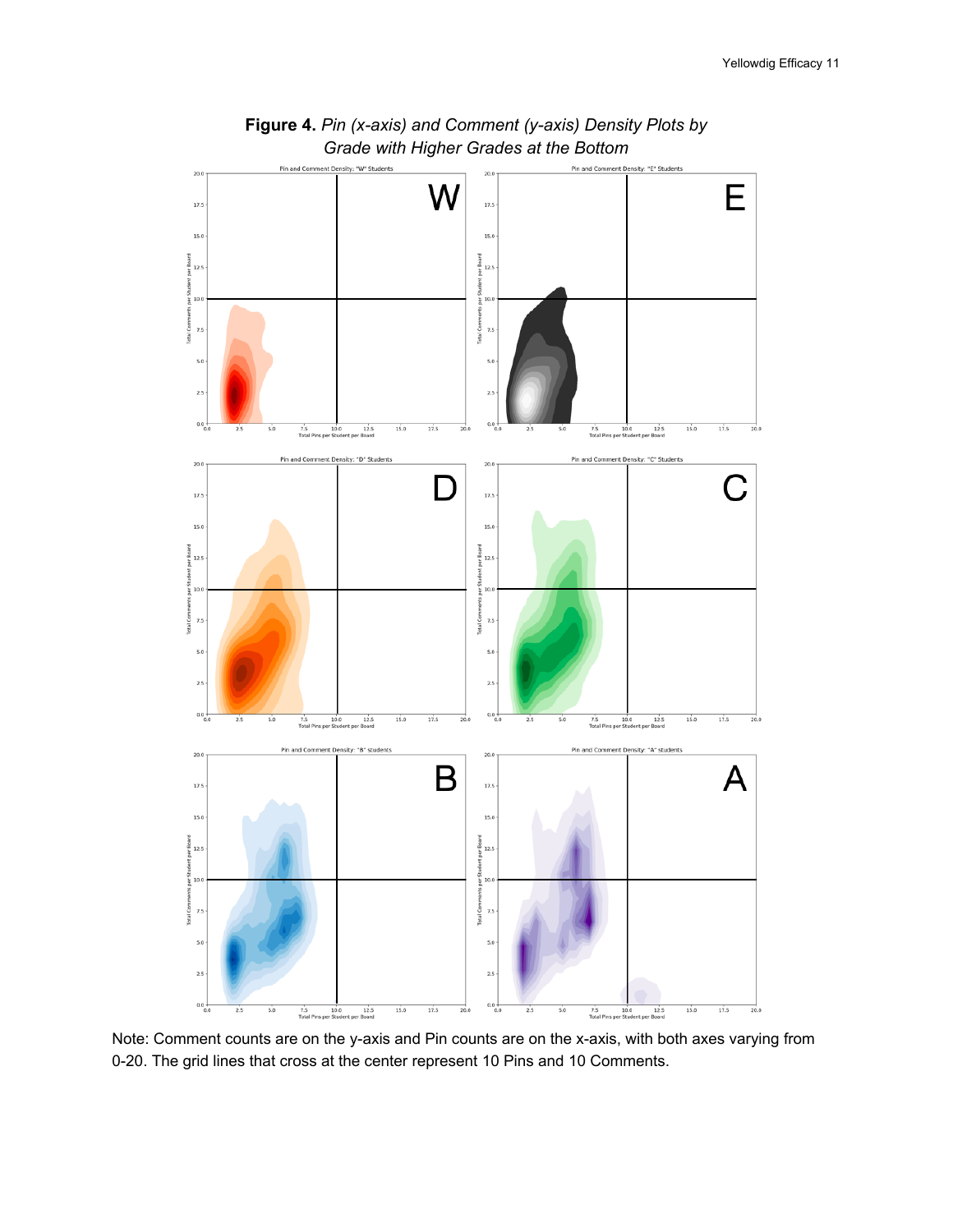**Figure 4.** *Pin (x-axis) and Comment (y-axis) Density Plots by Grade with Higher Grades at the Bottom*

Note: Comment counts are on the y-axis and Pin counts are on the x-axis, with both axes varying from 0-20. The grid lines that cross at the center represent 10 Pins and 10 Comments.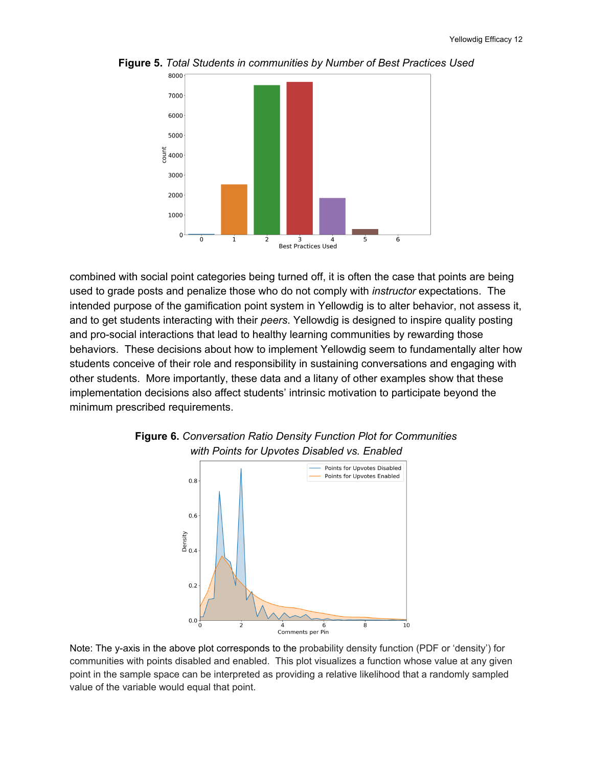**Figure 5.** *Total Students in communities by Number of Best Practices Used*

combined with social point categories being turned off, it is often the case that points are being used to grade posts and penalize those who do not comply with *instructor* expectations. The intended purpose of the gamification point system in Yellowdig is to alter behavior, not assess it, and to get students interacting with their *peers*. Yellowdig is designed to inspire quality posting and pro-social interactions that lead to healthy learning communities by rewarding those behaviors. These decisions about how to implement Yellowdig seem to fundamentally alter how students conceive of their role and responsibility in sustaining conversations and engaging with other students. More importantly, these data and a litany of other examples show that these implementation decisions also affect students' intrinsic motivation to participate beyond the minimum prescribed requirements.

**Figure 6.** *Conversation Ratio Density Function Plot for Communities with Points for Upvotes Disabled vs. Enabled*

Note: The y-axis in the above plot corresponds to the probability density function (PDF or 'density') for communities with points disabled and enabled. This plot visualizes a function whose value at any given point in the sample space can be interpreted as providing a relative likelihood that a randomly sampled value of the variable would equal that point.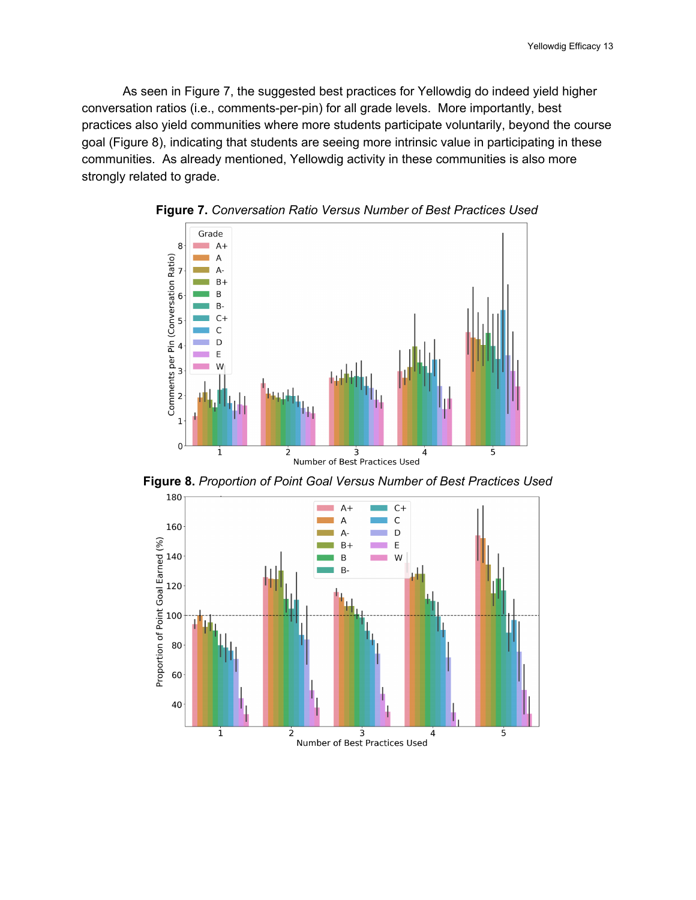As seen in Figure 7, the suggested best practices for Yellowdig do indeed yield higher conversation ratios (i.e., comments-per-pin) for all grade levels. More importantly, best practices also yield communities where more students participate voluntarily, beyond the course goal (Figure 8), indicating that students are seeing more intrinsic value in participating in these communities. As already mentioned, Yellowdig activity in these communities is also more strongly related to grade.

**Figure 7.** *Conversation Ratio Versus Number of Best Practices Used*

**Figure 8.** *Proportion of Point Goal Versus Number of Best Practices Used*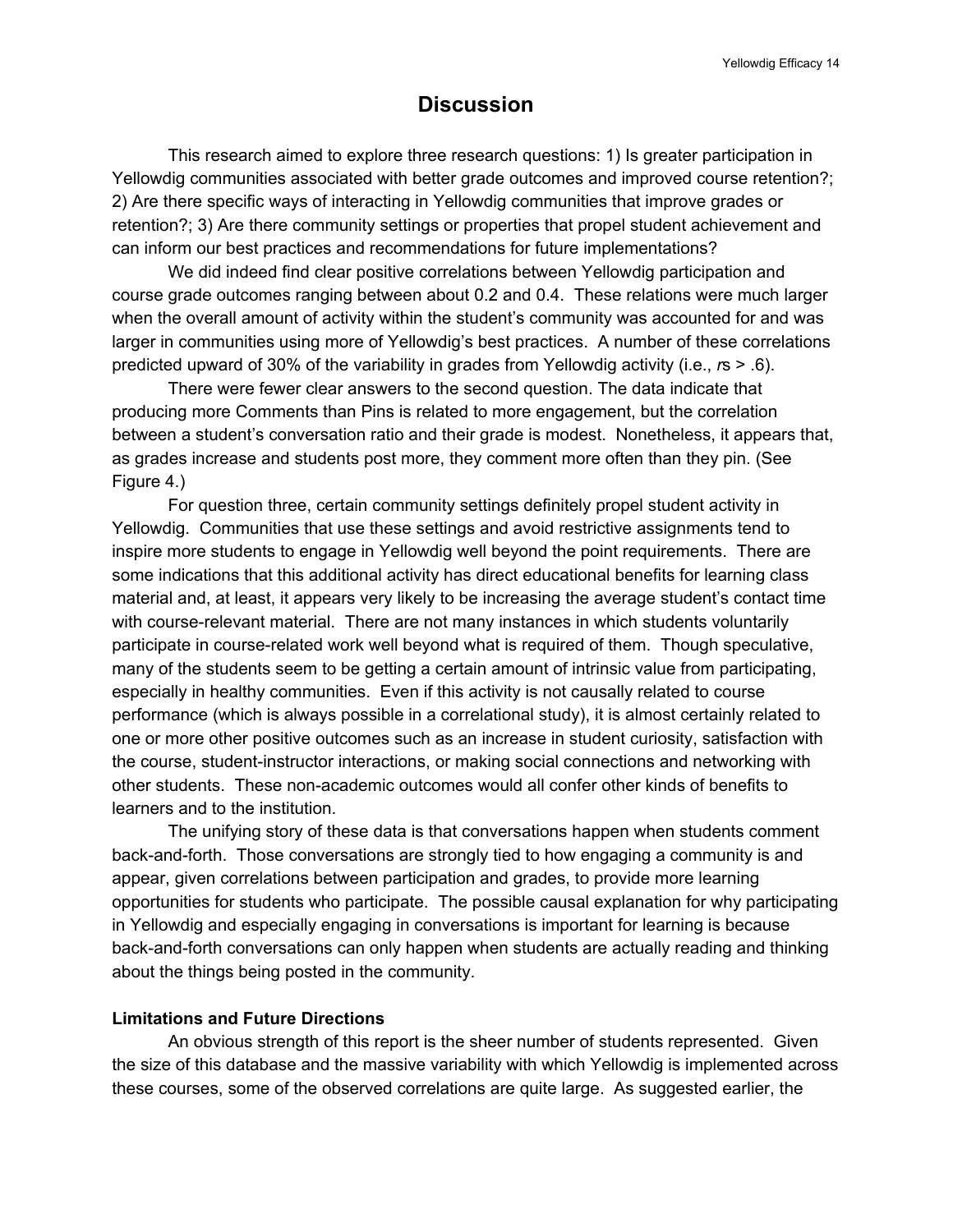# Discussion

This research aimed to explore three research questions: 1) Is greater participation in Yellowdig communities associated with better grade outcomes and improved course retention?; 2) Are there specific ways of interacting in Yellowdig communities that improve grades or retention?; 3) Are there community settings or properties that propel student achievement and can inform our best practices and recommendations for future implementations?

We did indeed find clear positive correlations between Yellowdig participation and course grade outcomes ranging between about 0.2 and 0.4. These relations were much larger when the overall amount of activity within the student's community was accounted for and was larger in communities using more of Yellowdig's best practices. A number of these correlations predicted upward of 30% of the variability in grades from Yellowdig activity (i.e., *r*s > .6).

There were fewer clear answers to the second question. The data indicate that producing more Comments than Pins is related to more engagement, but the correlation between a student's conversation ratio and their grade is modest. Nonetheless, it appears that, as grades increase and students post more, they comment more often than they pin. (See Figure 4.)

For question three, certain community settings definitely propel student activity in Yellowdig. Communities that use these settings and avoid restrictive assignments tend to inspire more students to engage in Yellowdig well beyond the point requirements. There are some indications that this additional activity has direct educational benefits for learning class material and, at least, it appears very likely to be increasing the average student's contact time with course-relevant material. There are not many instances in which students voluntarily participate in course-related work well beyond what is required of them. Though speculative, many of the students seem to be getting a certain amount of intrinsic value from participating, especially in healthy communities. Even if this activity is not causally related to course performance (which is always possible in a correlational study), it is almost certainly related to one or more other positive outcomes such as an increase in student curiosity, satisfaction with the course, student-instructor interactions, or making social connections and networking with other students. These non-academic outcomes would all confer other kinds of benefits to learners and to the institution.

The unifying story of these data is that conversations happen when students comment back-and-forth. Those conversations are strongly tied to how engaging a community is and appear, given correlations between participation and grades, to provide more learning opportunities for students who participate. The possible causal explanation for why participating in Yellowdig and especially engaging in conversations is important for learning is because back-and-forth conversations can only happen when students are actually reading and thinking about the things being posted in the community.

### Limitations and Future Directions

An obvious strength of this report is the sheer number of students represented. Given the size of this database and the massive variability with which Yellowdig is implemented across these courses, some of the observed correlations are quite large. As suggested earlier, the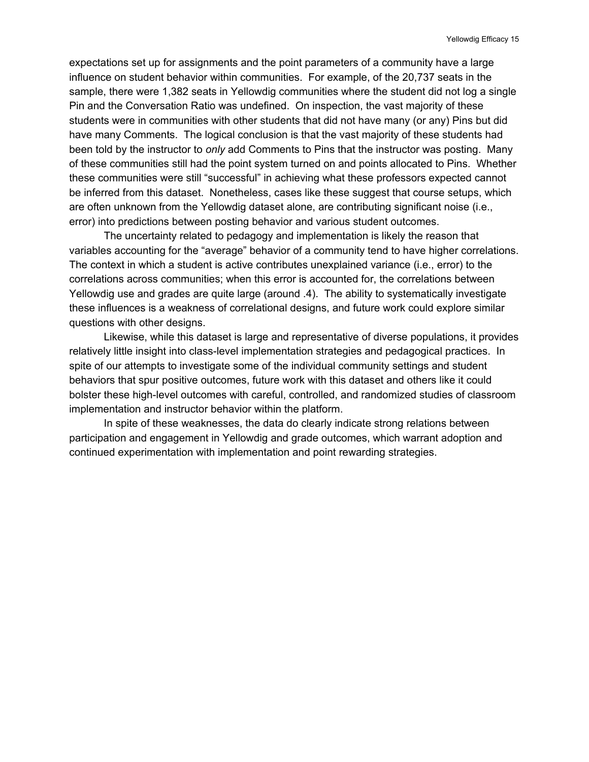expectations set up for assignments and the point parameters of a community have a large influence on student behavior within communities. For example, of the 20,737 seats in the sample, there were 1,382 seats in Yellowdig communities where the student did not log a single Pin and the Conversation Ratio was undefined. On inspection, the vast majority of these students were in communities with other students that did not have many (or any) Pins but did have many Comments. The logical conclusion is that the vast majority of these students had been told by the instructor to *only* add Comments to Pins that the instructor was posting. Many of these communities still had the point system turned on and points allocated to Pins. Whether these communities were still "successful" in achieving what these professors expected cannot be inferred from this dataset. Nonetheless, cases like these suggest that course setups, which are often unknown from the Yellowdig dataset alone, are contributing significant noise (i.e., error) into predictions between posting behavior and various student outcomes.

The uncertainty related to pedagogy and implementation is likely the reason that variables accounting for the "average" behavior of a community tend to have higher correlations. The context in which a student is active contributes unexplained variance (i.e., error) to the correlations across communities; when this error is accounted for, the correlations between Yellowdig use and grades are quite large (around .4). The ability to systematically investigate these influences is a weakness of correlational designs, and future work could explore similar questions with other designs.

Likewise, while this dataset is large and representative of diverse populations, it provides relatively little insight into class-level implementation strategies and pedagogical practices. In spite of our attempts to investigate some of the individual community settings and student behaviors that spur positive outcomes, future work with this dataset and others like it could bolster these high-level outcomes with careful, controlled, and randomized studies of classroom implementation and instructor behavior within the platform.

In spite of these weaknesses, the data do clearly indicate strong relations between participation and engagement in Yellowdig and grade outcomes, which warrant adoption and continued experimentation with implementation and point rewarding strategies.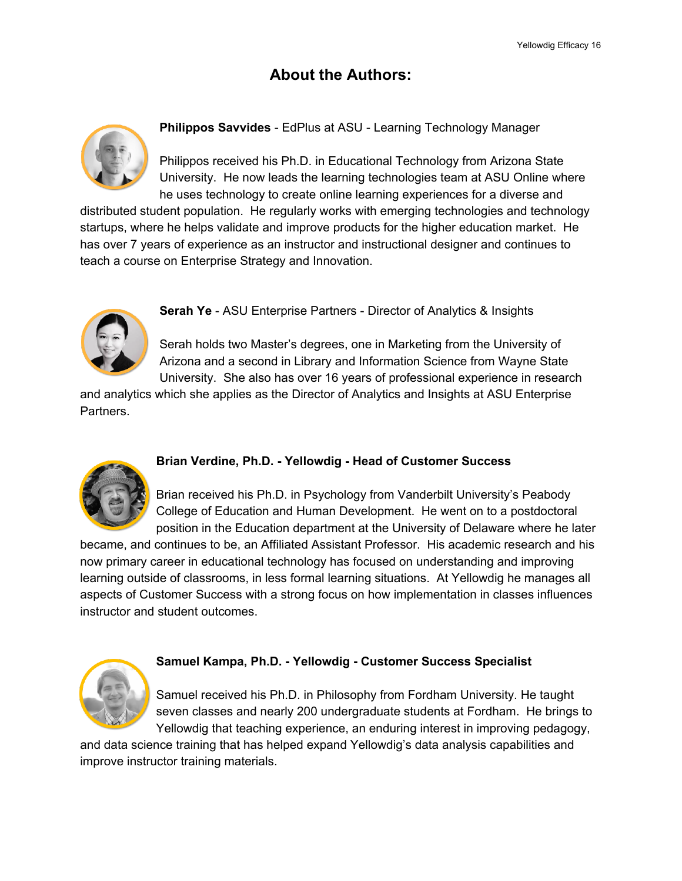# About the Authors:

**Philippos Savvides** - EdPlus at ASU - Learning Technology Manager

Philippos received his Ph.D. in Educational Technology from Arizona State University. He now leads the learning technologies team at ASU Online where he uses technology to create online learning experiences for a diverse and distributed student population. He regularly works with emerging technologies and technology startups, where he helps validate and improve products for the higher education market. He has over 7 years of experience as an instructor and instructional designer and continues to teach a course on Enterprise Strategy and Innovation.

**Serah Ye** - ASU Enterprise Partners - Director of Analytics & Insights

Serah holds two Master's degrees, one in Marketing from the University of Arizona and a second in Library and Information Science from Wayne State University. She also has over 16 years of professional experience in research and analytics which she applies as the Director of Analytics and Insights at ASU Enterprise Partners.

**Brian Verdine, Ph.D. - Yellowdig - Head of Customer Success**

Brian received his Ph.D. in Psychology from Vanderbilt University's Peabody College of Education and Human Development. He went on to a postdoctoral position in the Education department at the University of Delaware where he later became, and continues to be, an Affiliated Assistant Professor. His academic research and his now primary career in educational technology has focused on understanding and improving learning outside of classrooms, in less formal learning situations. At Yellowdig he manages all aspects of Customer Success with a strong focus on how implementation in classes influences instructor and student outcomes.

**Samuel Kampa, Ph.D. - Yellowdig - Customer Success Specialist**

Samuel received his Ph.D. in Philosophy from Fordham University. He taught seven classes and nearly 200 undergraduate students at Fordham. He brings to Yellowdig that teaching experience, an enduring interest in improving pedagogy, and data science training that has helped expand Yellowdig's data analysis capabilities and improve instructor training materials.